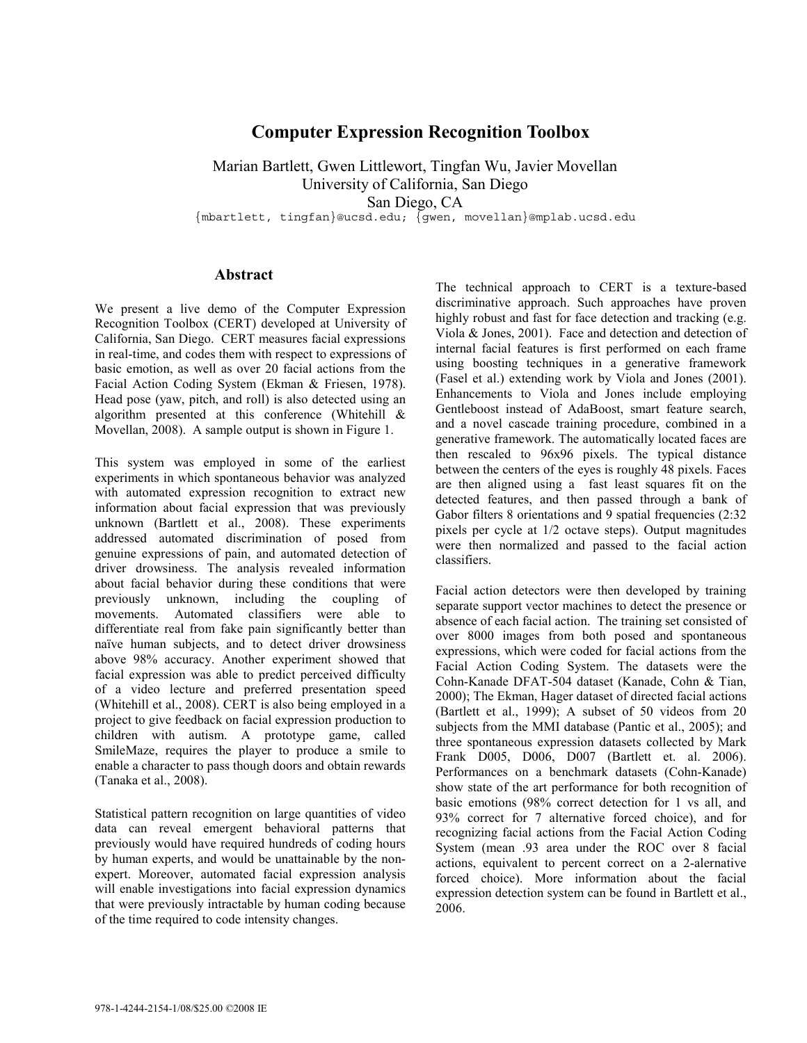# Computer Expression Recognition Toolbox

Marian Bartlett, Gwen Littlewort, Tingfan Wu, Javier Movellan
University of California, San Diego
San Diego, CA
{mbartlett, tingfan}@ucsd.edu; {gwen, movellan}@mplab.ucsd.edu

## Abstract

We present a live demo of the Computer Expression Recognition Toolbox (CERT) developed at University of California, San Diego. CERT measures facial expressions in real-time, and codes them with respect to expressions of basic emotion, as well as over 20 facial actions from the Facial Action Coding System (Ekman & Friesen, 1978). Head pose (yaw, pitch, and roll) is also detected using an algorithm presented at this conference (Whitehill & Movellan, 2008). A sample output is shown in Figure 1.

This system was employed in some of the earliest experiments in which spontaneous behavior was analyzed with automated expression recognition to extract new information about facial expression that was previously unknown (Bartlett et al., 2008). These experiments addressed automated discrimination of posed from genuine expressions of pain, and automated detection of driver drowsiness. The analysis revealed information about facial behavior during these conditions that were previously unknown, including the coupling of movements. Automated classifiers were able to differentiate real from fake pain significantly better than naïve human subjects, and to detect driver drowsiness above 98% accuracy. Another experiment showed that facial expression was able to predict perceived difficulty of a video lecture and preferred presentation speed (Whitehill et al., 2008). CERT is also being employed in a project to give feedback on facial expression production to children with autism. A prototype game, called SmileMaze, requires the player to produce a smile to enable a character to pass though doors and obtain rewards (Tanaka et al., 2008).

Statistical pattern recognition on large quantities of video data can reveal emergent behavioral patterns that previously would have required hundreds of coding hours by human experts, and would be unattainable by the non-expert. Moreover, automated facial expression analysis will enable investigations into facial expression dynamics that were previously intractable by human coding because of the time required to code intensity changes.

The technical approach to CERT is a texture-based discriminative approach. Such approaches have proven highly robust and fast for face detection and tracking (e.g. Viola & Jones, 2001). Face and detection and detection of internal facial features is first performed on each frame using boosting techniques in a generative framework (Fasel et al.) extending work by Viola and Jones (2001). Enhancements to Viola and Jones include employing Gentleboost instead of AdaBoost, smart feature search, and a novel cascade training procedure, combined in a generative framework. The automatically located faces are then rescaled to 96x96 pixels. The typical distance between the centers of the eyes is roughly 48 pixels. Faces are then aligned using a fast least squares fit on the detected features, and then passed through a bank of Gabor filters 8 orientations and 9 spatial frequencies (2:32 pixels per cycle at 1/2 octave steps). Output magnitudes were then normalized and passed to the facial action classifiers.

Facial action detectors were then developed by training separate support vector machines to detect the presence or absence of each facial action. The training set consisted of over 8000 images from both posed and spontaneous expressions, which were coded for facial actions from the Facial Action Coding System. The datasets were the Cohn-Kanade DFAT-504 dataset (Kanade, Cohn & Tian, 2000); The Ekman, Hager dataset of directed facial actions (Bartlett et al., 1999); A subset of 50 videos from 20 subjects from the MMI database (Pantic et al., 2005); and three spontaneous expression datasets collected by Mark Frank D005, D006, D007 (Bartlett et. al. 2006). Performances on a benchmark datasets (Cohn-Kanade) show state of the art performance for both recognition of basic emotions (98% correct detection for 1 vs all, and 93% correct for 7 alternative forced choice), and for recognizing facial actions from the Facial Action Coding System (mean .93 area under the ROC over 8 facial actions, equivalent to percent correct on a 2-alernative forced choice). More information about the facial expression detection system can be found in Bartlett et al., 2006.

978-1-4244-2154-1/08/$25.00 ©2008 IE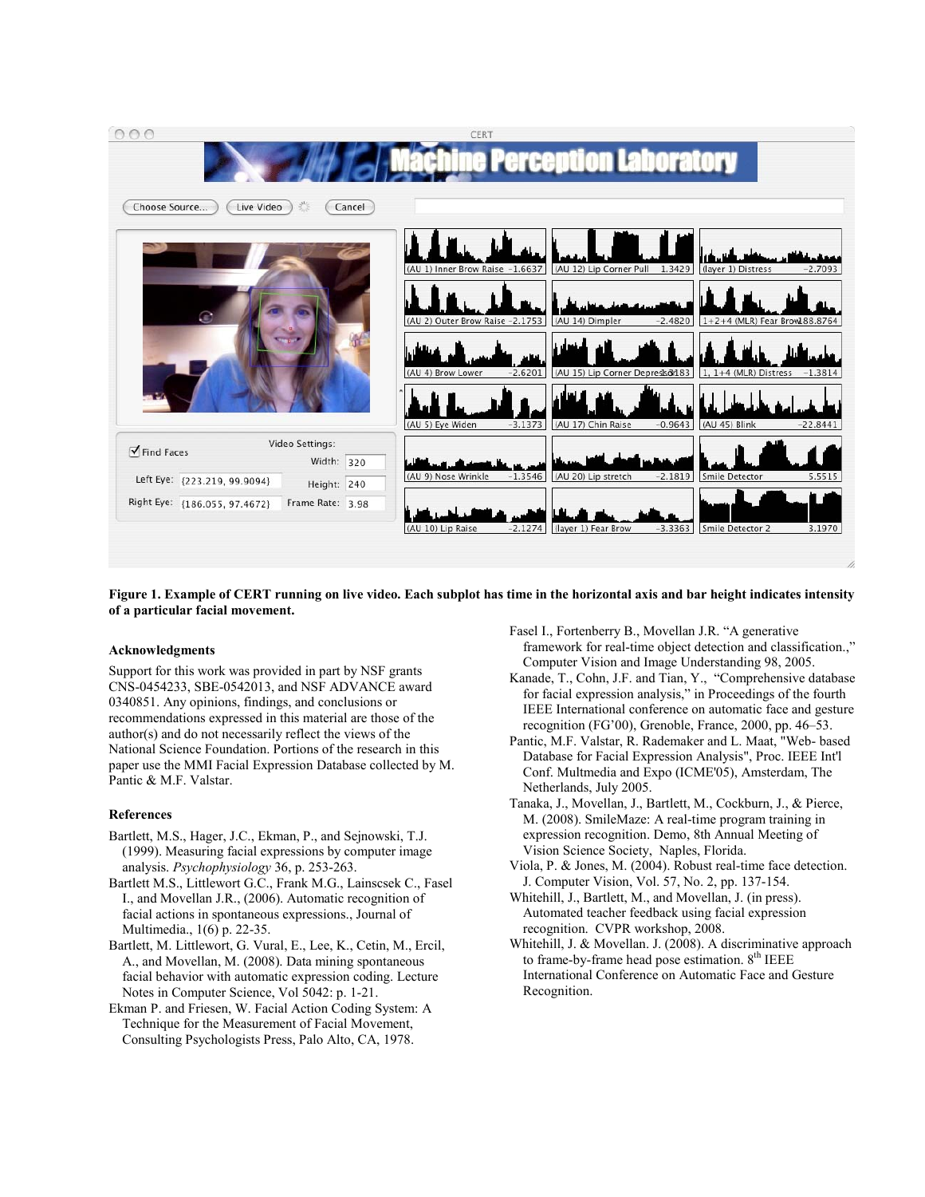**Figure 1. Example of CERT running on live video. Each subplot has time in the horizontal axis and bar height indicates intensity of a particular facial movement.**

### Acknowledgments

Support for this work was provided in part by NSF grants CNS-0454233, SBE-0542013, and NSF ADVANCE award 0340851. Any opinions, findings, and conclusions or recommendations expressed in this material are those of the author(s) and do not necessarily reflect the views of the National Science Foundation. Portions of the research in this paper use the MMI Facial Expression Database collected by M. Pantic & M.F. Valstar.

### References

Bartlett, M.S., Hager, J.C., Ekman, P., and Sejnowski, T.J. (1999). Measuring facial expressions by computer image analysis. *Psychophysiology* 36, p. 253-263.

Bartlett M.S., Littlewort G.C., Frank M.G., Lainscsek C., Fasel I., and Movellan J.R., (2006). Automatic recognition of facial actions in spontaneous expressions., Journal of Multimedia., 1(6) p. 22-35.

Bartlett, M. Littlewort, G. Vural, E., Lee, K., Cetin, M., Ercil, A., and Movellan, M. (2008). Data mining spontaneous facial behavior with automatic expression coding. Lecture Notes in Computer Science, Vol 5042: p. 1-21.

Ekman P. and Friesen, W. Facial Action Coding System: A Technique for the Measurement of Facial Movement, Consulting Psychologists Press, Palo Alto, CA, 1978.

Fasel I., Fortenberry B., Movellan J.R. "A generative framework for real-time object detection and classification.," Computer Vision and Image Understanding 98, 2005.

Kanade, T., Cohn, J.F. and Tian, Y., "Comprehensive database for facial expression analysis," in Proceedings of the fourth IEEE International conference on automatic face and gesture recognition (FG'00), Grenoble, France, 2000, pp. 46–53.

Pantic, M.F. Valstar, R. Rademaker and L. Maat, "Web- based Database for Facial Expression Analysis", Proc. IEEE Int'l Conf. Multmedia and Expo (ICME'05), Amsterdam, The Netherlands, July 2005.

Tanaka, J., Movellan, J., Bartlett, M., Cockburn, J., & Pierce, M. (2008). SmileMaze: A real-time program training in expression recognition. Demo, 8th Annual Meeting of Vision Science Society, Naples, Florida.

Viola, P. & Jones, M. (2004). Robust real-time face detection. J. Computer Vision, Vol. 57, No. 2, pp. 137-154.

Whitehill, J., Bartlett, M., and Movellan, J. (in press). Automated teacher feedback using facial expression recognition. CVPR workshop, 2008.

Whitehill, J. & Movellan. J. (2008). A discriminative approach to frame-by-frame head pose estimation. 8th IEEE International Conference on Automatic Face and Gesture Recognition.